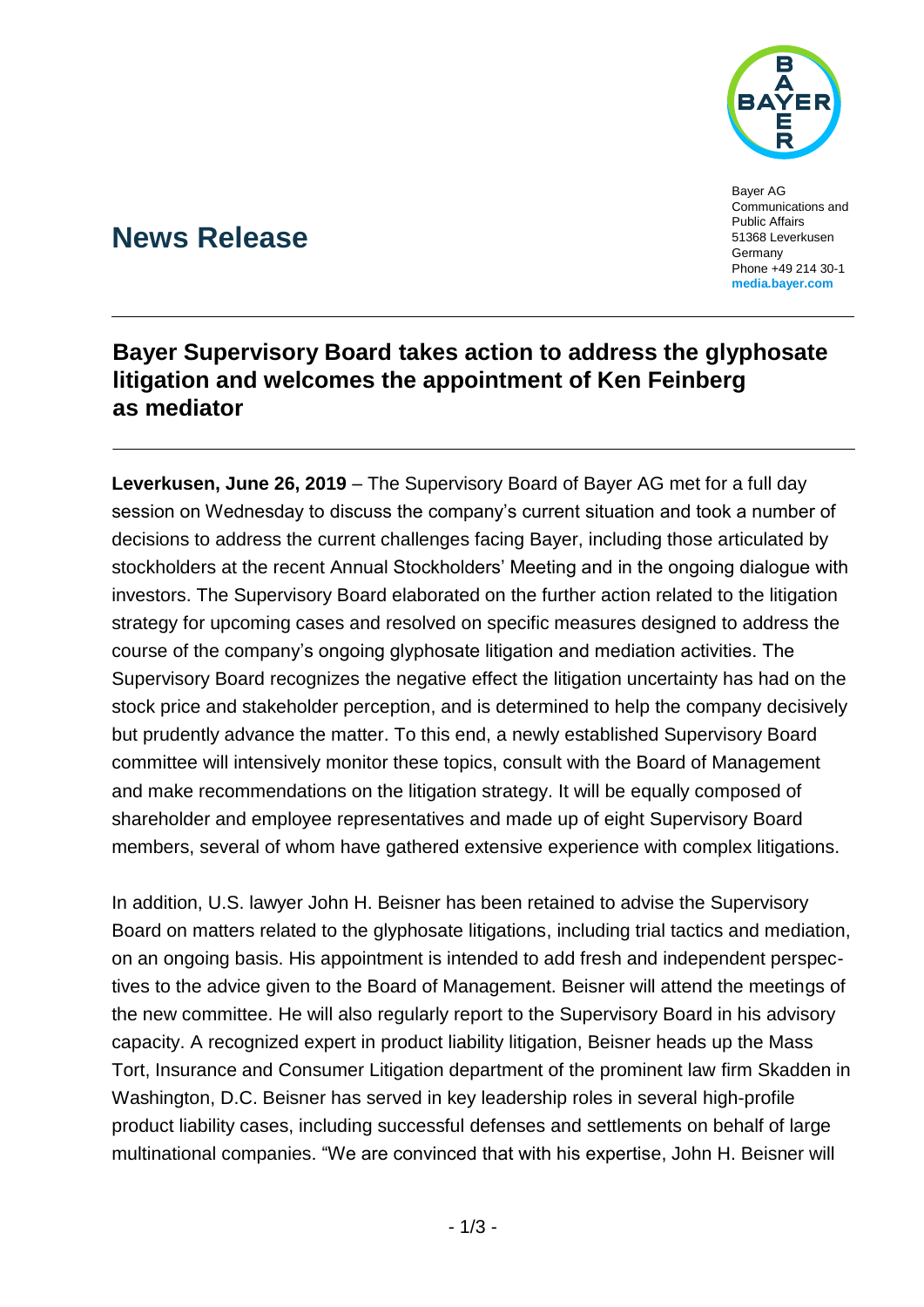Bayer AG
Communications and Public Affairs
51368 Leverkusen
Germany
Phone +49 214 30-1
**media.bayer.com**

# News Release

## Bayer Supervisory Board takes action to address the glyphosate litigation and welcomes the appointment of Ken Feinberg as mediator

**Leverkusen, June 26, 2019** – The Supervisory Board of Bayer AG met for a full day session on Wednesday to discuss the company's current situation and took a number of decisions to address the current challenges facing Bayer, including those articulated by stockholders at the recent Annual Stockholders' Meeting and in the ongoing dialogue with investors. The Supervisory Board elaborated on the further action related to the litigation strategy for upcoming cases and resolved on specific measures designed to address the course of the company's ongoing glyphosate litigation and mediation activities. The Supervisory Board recognizes the negative effect the litigation uncertainty has had on the stock price and stakeholder perception, and is determined to help the company decisively but prudently advance the matter. To this end, a newly established Supervisory Board committee will intensively monitor these topics, consult with the Board of Management and make recommendations on the litigation strategy. It will be equally composed of shareholder and employee representatives and made up of eight Supervisory Board members, several of whom have gathered extensive experience with complex litigations.

In addition, U.S. lawyer John H. Beisner has been retained to advise the Supervisory Board on matters related to the glyphosate litigations, including trial tactics and mediation, on an ongoing basis. His appointment is intended to add fresh and independent perspectives to the advice given to the Board of Management. Beisner will attend the meetings of the new committee. He will also regularly report to the Supervisory Board in his advisory capacity. A recognized expert in product liability litigation, Beisner heads up the Mass Tort, Insurance and Consumer Litigation department of the prominent law firm Skadden in Washington, D.C. Beisner has served in key leadership roles in several high-profile product liability cases, including successful defenses and settlements on behalf of large multinational companies. "We are convinced that with his expertise, John H. Beisner will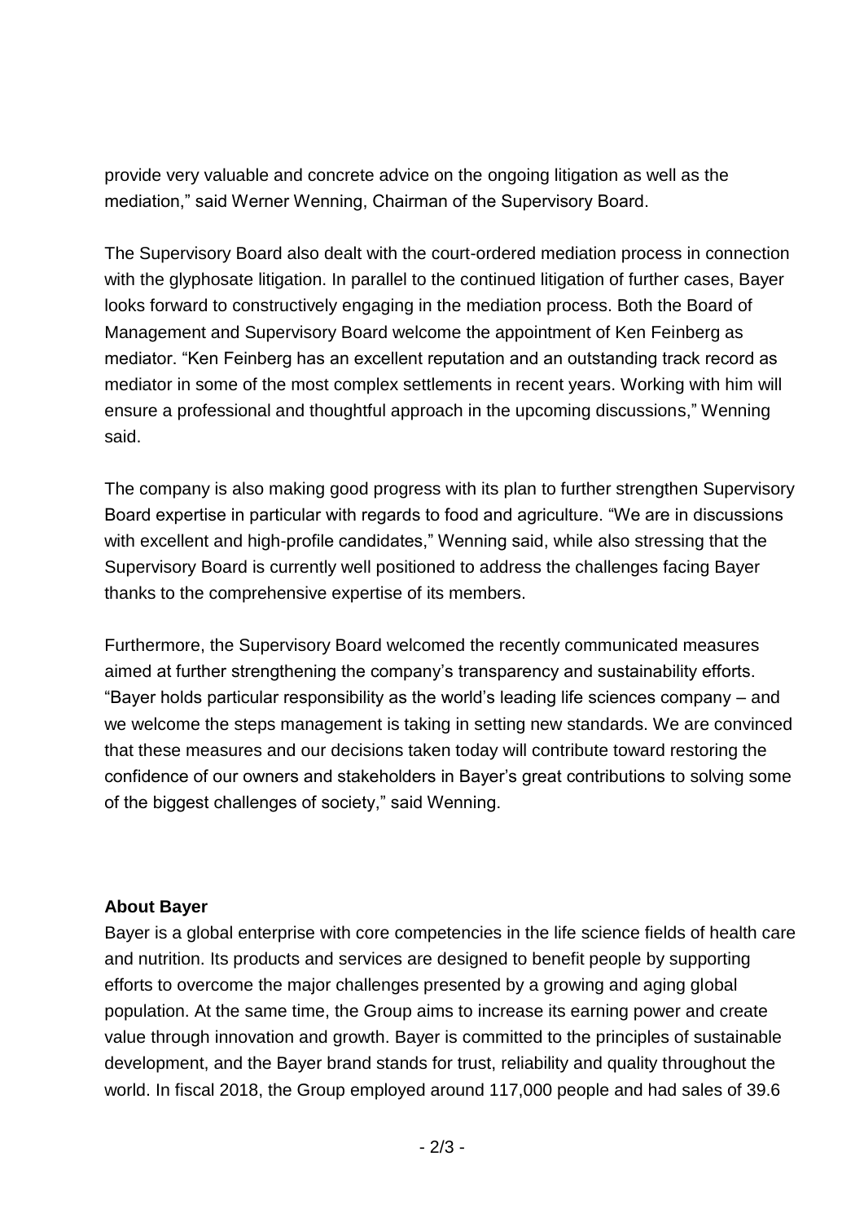provide very valuable and concrete advice on the ongoing litigation as well as the mediation," said Werner Wenning, Chairman of the Supervisory Board.

The Supervisory Board also dealt with the court-ordered mediation process in connection with the glyphosate litigation. In parallel to the continued litigation of further cases, Bayer looks forward to constructively engaging in the mediation process. Both the Board of Management and Supervisory Board welcome the appointment of Ken Feinberg as mediator. "Ken Feinberg has an excellent reputation and an outstanding track record as mediator in some of the most complex settlements in recent years. Working with him will ensure a professional and thoughtful approach in the upcoming discussions," Wenning said.

The company is also making good progress with its plan to further strengthen Supervisory Board expertise in particular with regards to food and agriculture. "We are in discussions with excellent and high-profile candidates," Wenning said, while also stressing that the Supervisory Board is currently well positioned to address the challenges facing Bayer thanks to the comprehensive expertise of its members.

Furthermore, the Supervisory Board welcomed the recently communicated measures aimed at further strengthening the company's transparency and sustainability efforts. "Bayer holds particular responsibility as the world's leading life sciences company – and we welcome the steps management is taking in setting new standards. We are convinced that these measures and our decisions taken today will contribute toward restoring the confidence of our owners and stakeholders in Bayer's great contributions to solving some of the biggest challenges of society," said Wenning.

**About Bayer**

Bayer is a global enterprise with core competencies in the life science fields of health care and nutrition. Its products and services are designed to benefit people by supporting efforts to overcome the major challenges presented by a growing and aging global population. At the same time, the Group aims to increase its earning power and create value through innovation and growth. Bayer is committed to the principles of sustainable development, and the Bayer brand stands for trust, reliability and quality throughout the world. In fiscal 2018, the Group employed around 117,000 people and had sales of 39.6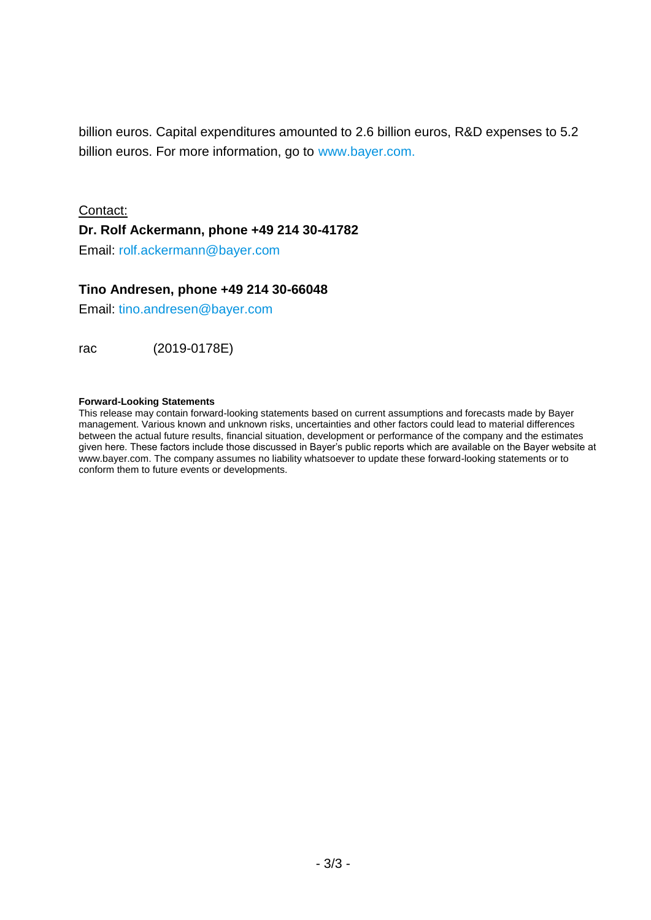billion euros. Capital expenditures amounted to 2.6 billion euros, R&D expenses to 5.2 billion euros. For more information, go to www.bayer.com.

Contact:

**Dr. Rolf Ackermann, phone +49 214 30-41782**

Email: rolf.ackermann@bayer.com

**Tino Andresen, phone +49 214 30-66048**

Email: tino.andresen@bayer.com

rac (2019-0178E)

**Forward-Looking Statements**

This release may contain forward-looking statements based on current assumptions and forecasts made by Bayer management. Various known and unknown risks, uncertainties and other factors could lead to material differences between the actual future results, financial situation, development or performance of the company and the estimates given here. These factors include those discussed in Bayer's public reports which are available on the Bayer website at www.bayer.com. The company assumes no liability whatsoever to update these forward-looking statements or to conform them to future events or developments.